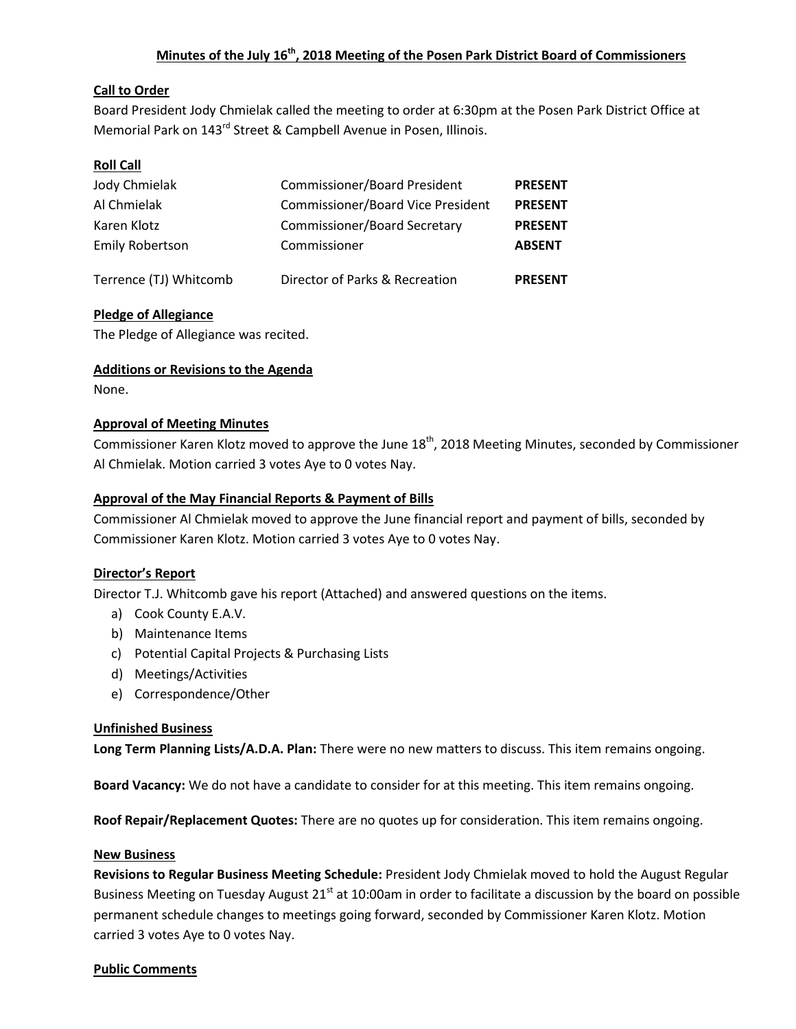# Minutes of the July 16th, 2018 Meeting of the Posen Park District Board of Commissioners

## Call to Order

Board President Jody Chmielak called the meeting to order at 6:30pm at the Posen Park District Office at Memorial Park on 143rd Street & Campbell Avenue in Posen, Illinois.

## Roll Call

| | | |
|---|---|---|
| Jody Chmielak | Commissioner/Board President | **PRESENT** |
| Al Chmielak | Commissioner/Board Vice President | **PRESENT** |
| Karen Klotz | Commissioner/Board Secretary | **PRESENT** |
| Emily Robertson | Commissioner | **ABSENT** |
| Terrence (TJ) Whitcomb | Director of Parks & Recreation | **PRESENT** |

## Pledge of Allegiance

The Pledge of Allegiance was recited.

## Additions or Revisions to the Agenda

None.

## Approval of Meeting Minutes

Commissioner Karen Klotz moved to approve the June 18th, 2018 Meeting Minutes, seconded by Commissioner Al Chmielak. Motion carried 3 votes Aye to 0 votes Nay.

## Approval of the May Financial Reports & Payment of Bills

Commissioner Al Chmielak moved to approve the June financial report and payment of bills, seconded by Commissioner Karen Klotz. Motion carried 3 votes Aye to 0 votes Nay.

## Director's Report

Director T.J. Whitcomb gave his report (Attached) and answered questions on the items.

a) Cook County E.A.V.
b) Maintenance Items
c) Potential Capital Projects & Purchasing Lists
d) Meetings/Activities
e) Correspondence/Other

## Unfinished Business

**Long Term Planning Lists/A.D.A. Plan:** There were no new matters to discuss. This item remains ongoing.

**Board Vacancy:** We do not have a candidate to consider for at this meeting. This item remains ongoing.

**Roof Repair/Replacement Quotes:** There are no quotes up for consideration. This item remains ongoing.

## New Business

**Revisions to Regular Business Meeting Schedule:** President Jody Chmielak moved to hold the August Regular Business Meeting on Tuesday August 21st at 10:00am in order to facilitate a discussion by the board on possible permanent schedule changes to meetings going forward, seconded by Commissioner Karen Klotz. Motion carried 3 votes Aye to 0 votes Nay.

## Public Comments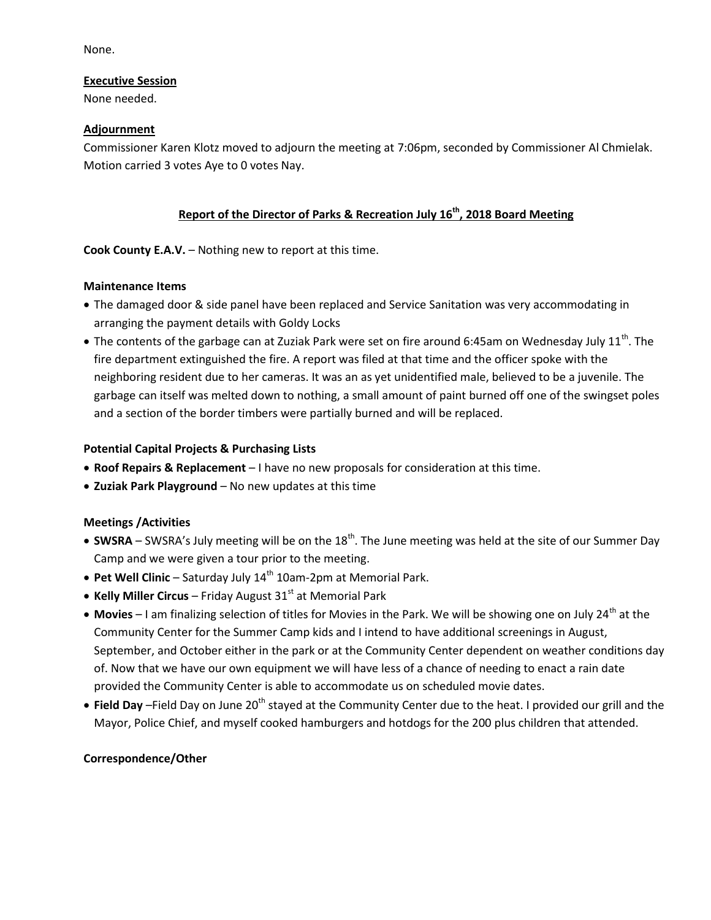None.

**Executive Session**

None needed.

**Adjournment**

Commissioner Karen Klotz moved to adjourn the meeting at 7:06pm, seconded by Commissioner Al Chmielak. Motion carried 3 votes Aye to 0 votes Nay.

## Report of the Director of Parks & Recreation July 16th, 2018 Board Meeting

**Cook County E.A.V.** – Nothing new to report at this time.

**Maintenance Items**

- The damaged door & side panel have been replaced and Service Sanitation was very accommodating in arranging the payment details with Goldy Locks
- The contents of the garbage can at Zuziak Park were set on fire around 6:45am on Wednesday July 11th. The fire department extinguished the fire. A report was filed at that time and the officer spoke with the neighboring resident due to her cameras. It was an as yet unidentified male, believed to be a juvenile. The garbage can itself was melted down to nothing, a small amount of paint burned off one of the swingset poles and a section of the border timbers were partially burned and will be replaced.

**Potential Capital Projects & Purchasing Lists**

- **Roof Repairs & Replacement** – I have no new proposals for consideration at this time.
- **Zuziak Park Playground** – No new updates at this time

**Meetings /Activities**

- **SWSRA** – SWSRA's July meeting will be on the 18th. The June meeting was held at the site of our Summer Day Camp and we were given a tour prior to the meeting.
- **Pet Well Clinic** – Saturday July 14th 10am-2pm at Memorial Park.
- **Kelly Miller Circus** – Friday August 31st at Memorial Park
- **Movies** – I am finalizing selection of titles for Movies in the Park. We will be showing one on July 24th at the Community Center for the Summer Camp kids and I intend to have additional screenings in August, September, and October either in the park or at the Community Center dependent on weather conditions day of. Now that we have our own equipment we will have less of a chance of needing to enact a rain date provided the Community Center is able to accommodate us on scheduled movie dates.
- **Field Day** –Field Day on June 20th stayed at the Community Center due to the heat. I provided our grill and the Mayor, Police Chief, and myself cooked hamburgers and hotdogs for the 200 plus children that attended.

**Correspondence/Other**